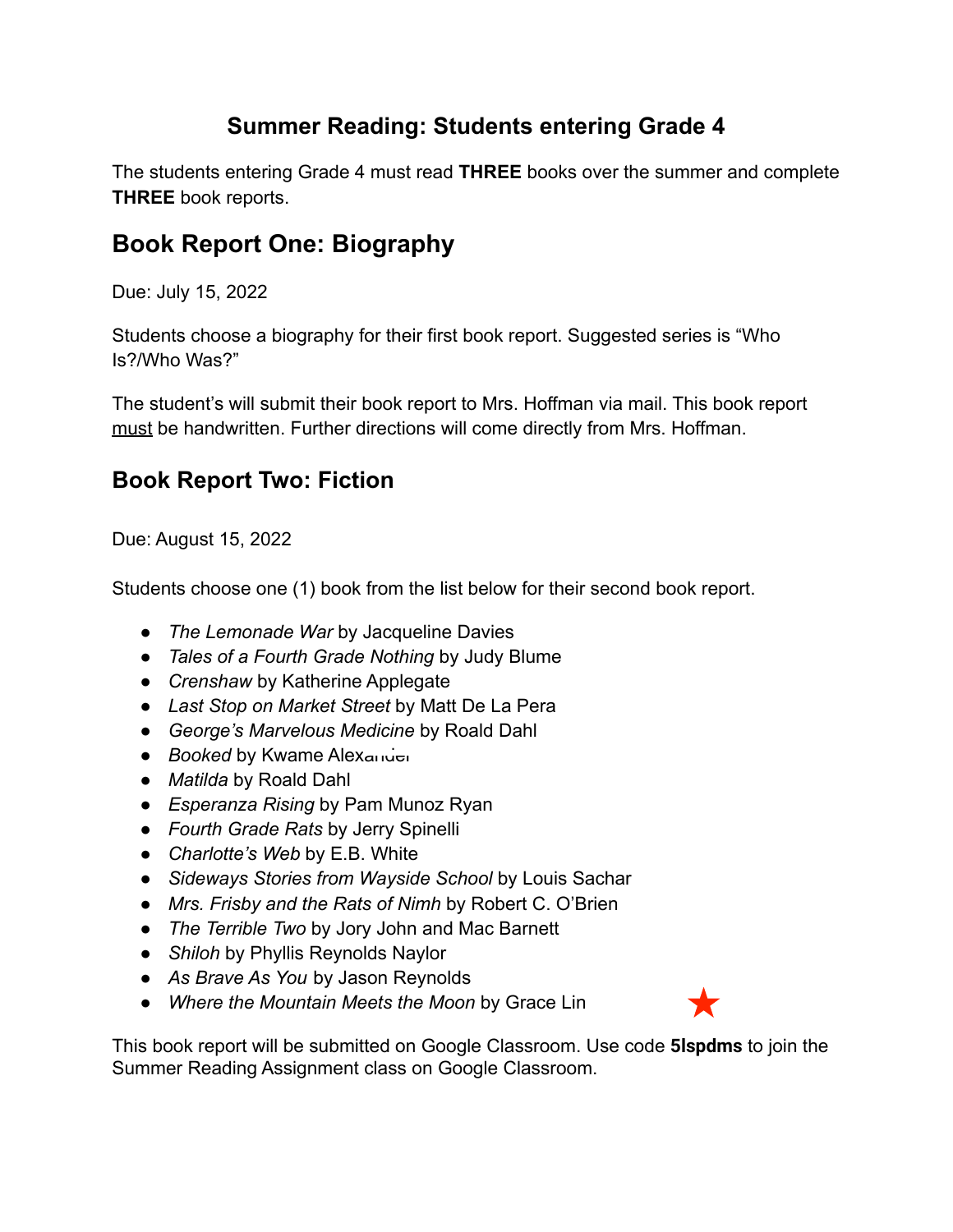# Summary Reading: Students entering Grade 4

The students entering Grade 4 must read **THREE** books over the summer and complete **THREE** book reports.

## Book Report One: Biography

Due: July 15, 2022

Students choose a biography for their first book report. Suggested series is "Who Is?/Who Was?"

The student's will submit their book report to Mrs. Hoffman via mail. This book report <u>must</u> be handwritten. Further directions will come directly from Mrs. Hoffman.

## Book Report Two: Fiction

Due: August 15, 2022

Students choose one (1) book from the list below for their second book report.

- *The Lemonade War* by Jacqueline Davies
- *Tales of a Fourth Grade Nothing* by Judy Blume
- *Crenshaw* by Katherine Applegate
- *Last Stop on Market Street* by Matt De La Pera
- *George's Marvelous Medicine* by Roald Dahl
- *Booked* by Kwame Alexander
- *Matilda* by Roald Dahl
- *Esperanza Rising* by Pam Munoz Ryan
- *Fourth Grade Rats* by Jerry Spinelli
- *Charlotte's Web* by E.B. White
- *Sideways Stories from Wayside School* by Louis Sachar
- *Mrs. Frisby and the Rats of Nimh* by Robert C. O'Brien
- *The Terrible Two* by Jory John and Mac Barnett
- *Shiloh* by Phyllis Reynolds Naylor
- *As Brave As You* by Jason Reynolds
- *Where the Mountain Meets the Moon* by Grace Lin ★

This book report will be submitted on Google Classroom. Use code **5lspdms** to join the Summer Reading Assignment class on Google Classroom.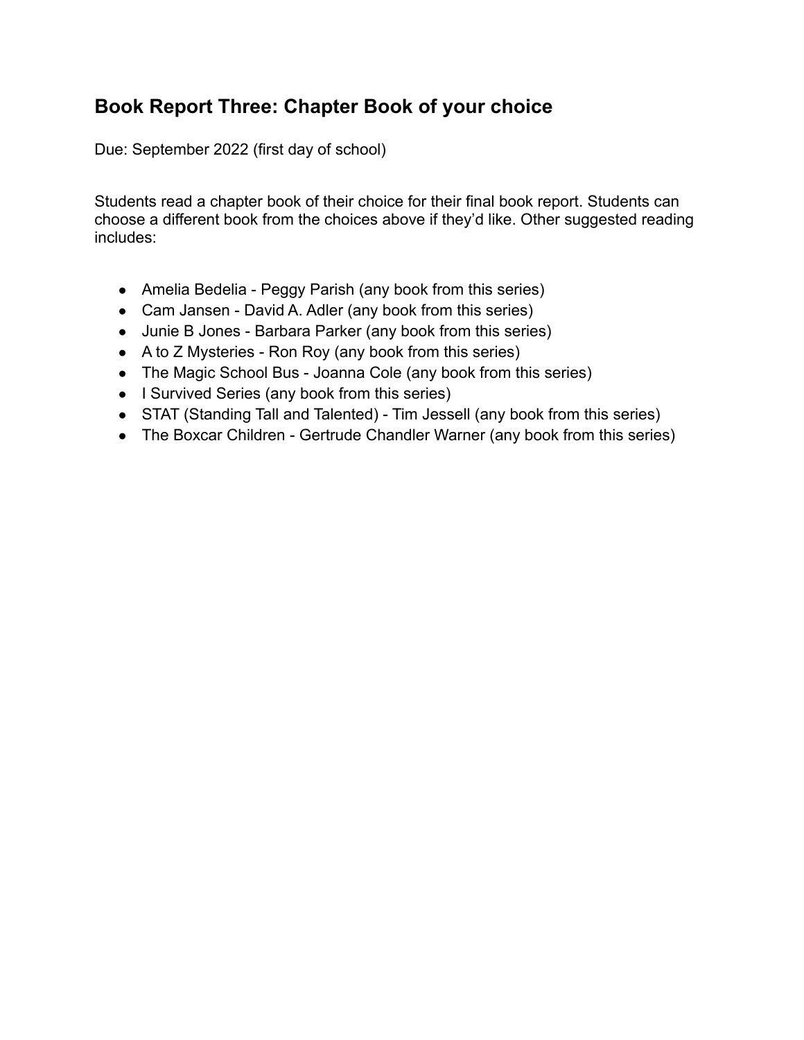## Book Report Three: Chapter Book of your choice

Due: September 2022 (first day of school)

Students read a chapter book of their choice for their final book report. Students can choose a different book from the choices above if they'd like. Other suggested reading includes:

- Amelia Bedelia - Peggy Parish (any book from this series)
- Cam Jansen - David A. Adler (any book from this series)
- Junie B Jones - Barbara Parker (any book from this series)
- A to Z Mysteries - Ron Roy (any book from this series)
- The Magic School Bus - Joanna Cole (any book from this series)
- I Survived Series (any book from this series)
- STAT (Standing Tall and Talented) - Tim Jessell (any book from this series)
- The Boxcar Children - Gertrude Chandler Warner (any book from this series)